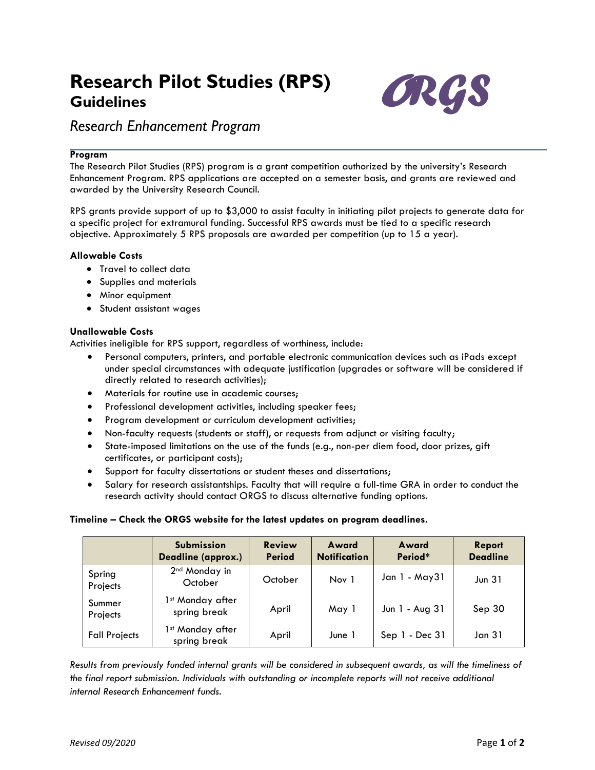# Research Pilot Studies (RPS)
## Guidelines

ORGS

*Research Enhancement Program*

**Program**

The Research Pilot Studies (RPS) program is a grant competition authorized by the university's Research Enhancement Program. RPS applications are accepted on a semester basis, and grants are reviewed and awarded by the University Research Council.

RPS grants provide support of up to $3,000 to assist faculty in initiating pilot projects to generate data for a specific project for extramural funding. Successful RPS awards must be tied to a specific research objective. Approximately 5 RPS proposals are awarded per competition (up to 15 a year).

**Allowable Costs**

- Travel to collect data
- Supplies and materials
- Minor equipment
- Student assistant wages

**Unallowable Costs**

Activities ineligible for RPS support, regardless of worthiness, include:

- Personal computers, printers, and portable electronic communication devices such as iPads except under special circumstances with adequate justification (upgrades or software will be considered if directly related to research activities);
- Materials for routine use in academic courses;
- Professional development activities, including speaker fees;
- Program development or curriculum development activities;
- Non-faculty requests (students or staff), or requests from adjunct or visiting faculty;
- State-imposed limitations on the use of the funds (e.g., non-per diem food, door prizes, gift certificates, or participant costs);
- Support for faculty dissertations or student theses and dissertations;
- Salary for research assistantships. Faculty that will require a full-time GRA in order to conduct the research activity should contact ORGS to discuss alternative funding options.

**Timeline – Check the ORGS website for the latest updates on program deadlines.**

| | Submission Deadline (approx.) | Review Period | Award Notification | Award Period* | Report Deadline |
|---|---|---|---|---|---|
| Spring Projects | 2nd Monday in October | October | Nov 1 | Jan 1 - May31 | Jun 31 |
| Summer Projects | 1st Monday after spring break | April | May 1 | Jun 1 - Aug 31 | Sep 30 |
| Fall Projects | 1st Monday after spring break | April | June 1 | Sep 1 - Dec 31 | Jan 31 |

*Results from previously funded internal grants will be considered in subsequent awards, as will the timeliness of the final report submission. Individuals with outstanding or incomplete reports will not receive additional internal Research Enhancement funds.*

*Revised 09/2020*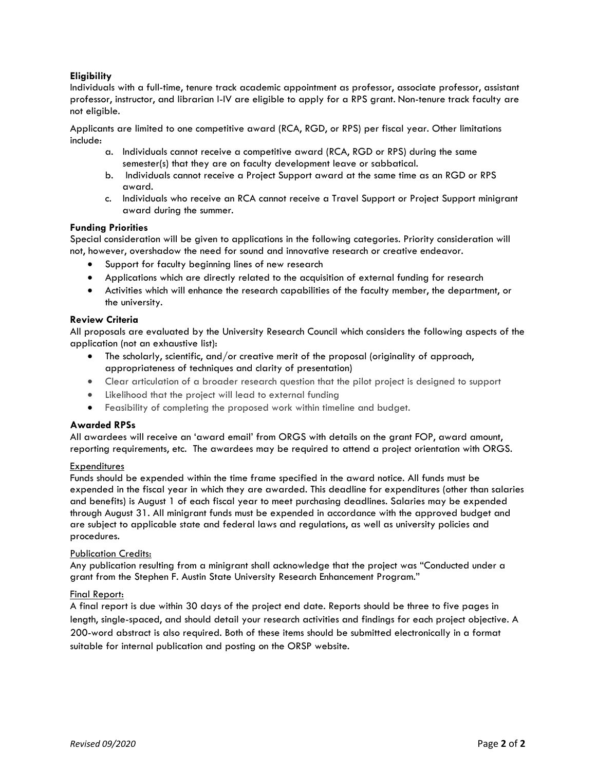**Eligibility**

Individuals with a full-time, tenure track academic appointment as professor, associate professor, assistant professor, instructor, and librarian I-IV are eligible to apply for a RPS grant. Non-tenure track faculty are not eligible.

Applicants are limited to one competitive award (RCA, RGD, or RPS) per fiscal year. Other limitations include:

a. Individuals cannot receive a competitive award (RCA, RGD or RPS) during the same semester(s) that they are on faculty development leave or sabbatical.
b. Individuals cannot receive a Project Support award at the same time as an RGD or RPS award.
c. Individuals who receive an RCA cannot receive a Travel Support or Project Support minigrant award during the summer.

**Funding Priorities**

Special consideration will be given to applications in the following categories. Priority consideration will not, however, overshadow the need for sound and innovative research or creative endeavor.

- Support for faculty beginning lines of new research
- Applications which are directly related to the acquisition of external funding for research
- Activities which will enhance the research capabilities of the faculty member, the department, or the university.

**Review Criteria**

All proposals are evaluated by the University Research Council which considers the following aspects of the application (not an exhaustive list):

- The scholarly, scientific, and/or creative merit of the proposal (originality of approach, appropriateness of techniques and clarity of presentation)
- Clear articulation of a broader research question that the pilot project is designed to support
- Likelihood that the project will lead to external funding
- Feasibility of completing the proposed work within timeline and budget.

**Awarded RPSs**

All awardees will receive an 'award email' from ORGS with details on the grant FOP, award amount, reporting requirements, etc. The awardees may be required to attend a project orientation with ORGS.

Expenditures

Funds should be expended within the time frame specified in the award notice. All funds must be expended in the fiscal year in which they are awarded. This deadline for expenditures (other than salaries and benefits) is August 1 of each fiscal year to meet purchasing deadlines. Salaries may be expended through August 31. All minigrant funds must be expended in accordance with the approved budget and are subject to applicable state and federal laws and regulations, as well as university policies and procedures.

Publication Credits:

Any publication resulting from a minigrant shall acknowledge that the project was "Conducted under a grant from the Stephen F. Austin State University Research Enhancement Program."

Final Report:

A final report is due within 30 days of the project end date. Reports should be three to five pages in length, single-spaced, and should detail your research activities and findings for each project objective. A 200-word abstract is also required. Both of these items should be submitted electronically in a format suitable for internal publication and posting on the ORSP website.

*Revised 09/2020*